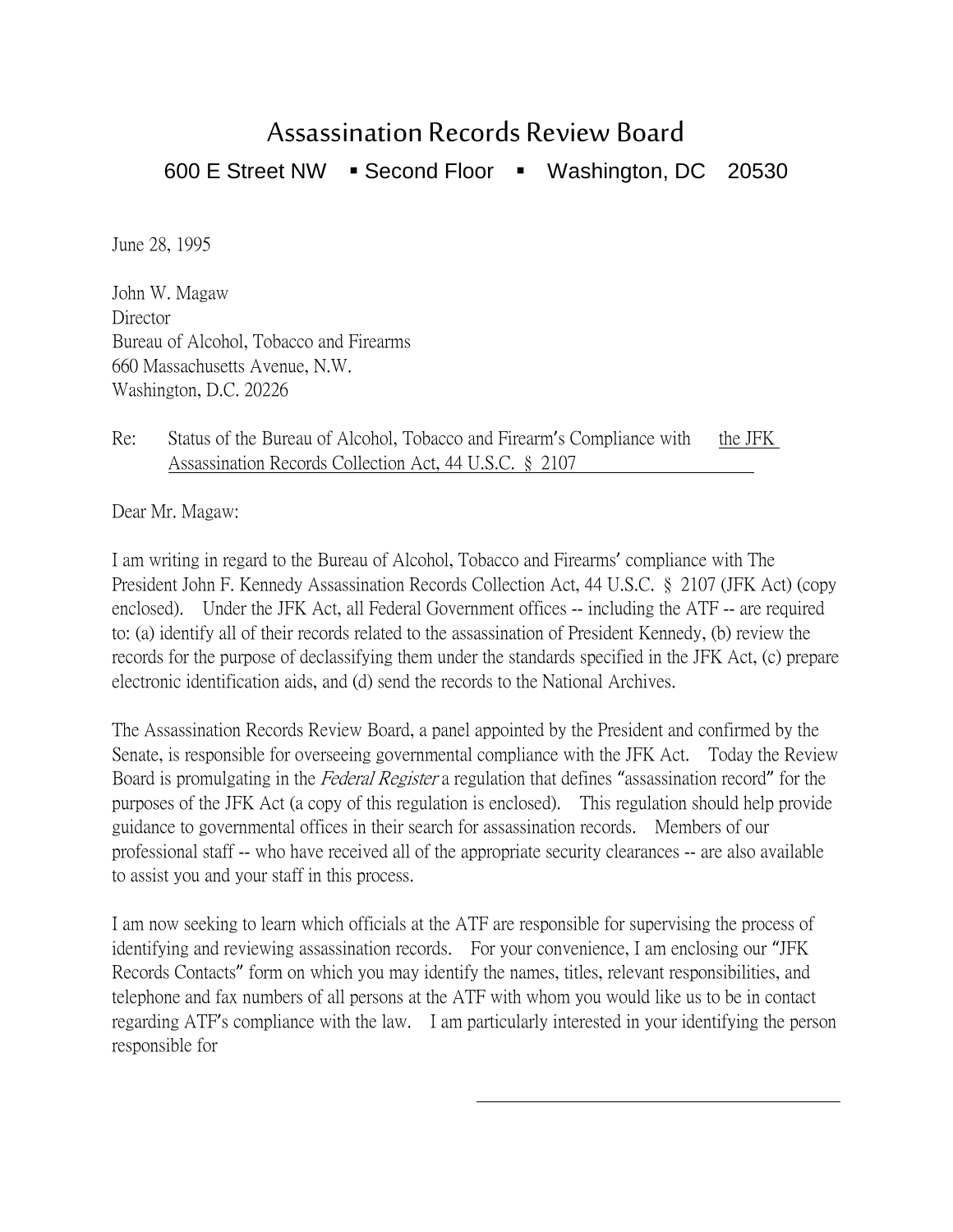# Assassination Records Review Board

600 E Street NW ▪ Second Floor ▪ Washington, DC 20530

June 28, 1995

John W. Magaw
Director
Bureau of Alcohol, Tobacco and Firearms
660 Massachusetts Avenue, N.W.
Washington, D.C. 20226

Re: Status of the Bureau of Alcohol, Tobacco and Firearm's Compliance with the JFK Assassination Records Collection Act, 44 U.S.C. § 2107

Dear Mr. Magaw:

I am writing in regard to the Bureau of Alcohol, Tobacco and Firearms' compliance with The President John F. Kennedy Assassination Records Collection Act, 44 U.S.C. § 2107 (JFK Act) (copy enclosed). Under the JFK Act, all Federal Government offices -- including the ATF -- are required to: (a) identify all of their records related to the assassination of President Kennedy, (b) review the records for the purpose of declassifying them under the standards specified in the JFK Act, (c) prepare electronic identification aids, and (d) send the records to the National Archives.

The Assassination Records Review Board, a panel appointed by the President and confirmed by the Senate, is responsible for overseeing governmental compliance with the JFK Act. Today the Review Board is promulgating in the *Federal Register* a regulation that defines "assassination record" for the purposes of the JFK Act (a copy of this regulation is enclosed). This regulation should help provide guidance to governmental offices in their search for assassination records. Members of our professional staff -- who have received all of the appropriate security clearances -- are also available to assist you and your staff in this process.

I am now seeking to learn which officials at the ATF are responsible for supervising the process of identifying and reviewing assassination records. For your convenience, I am enclosing our "JFK Records Contacts" form on which you may identify the names, titles, relevant responsibilities, and telephone and fax numbers of all persons at the ATF with whom you would like us to be in contact regarding ATF's compliance with the law. I am particularly interested in your identifying the person responsible for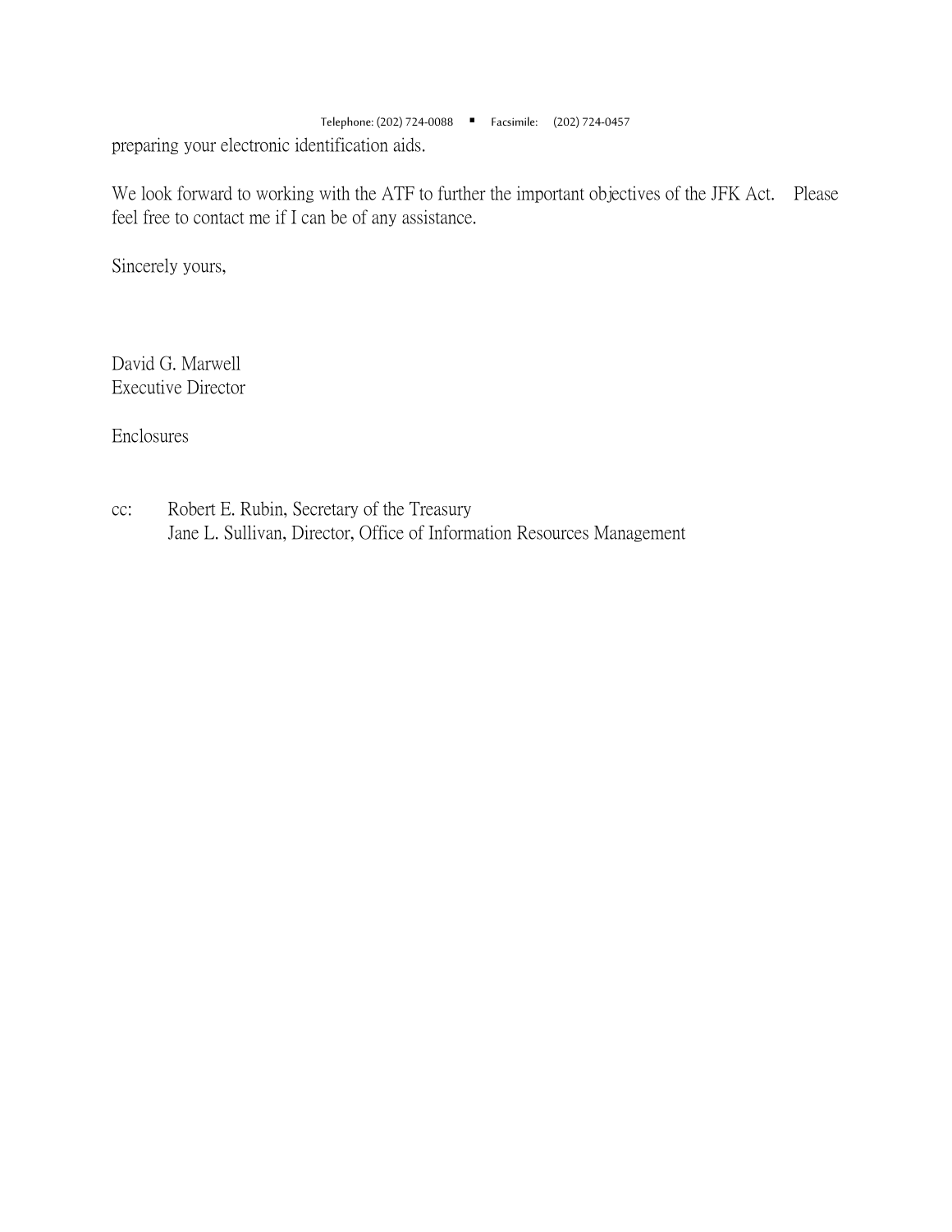preparing your electronic identification aids.

We look forward to working with the ATF to further the important objectives of the JFK Act. Please feel free to contact me if I can be of any assistance.

Sincerely yours,

David G. Marwell
Executive Director

Enclosures

cc: Robert E. Rubin, Secretary of the Treasury
Jane L. Sullivan, Director, Office of Information Resources Management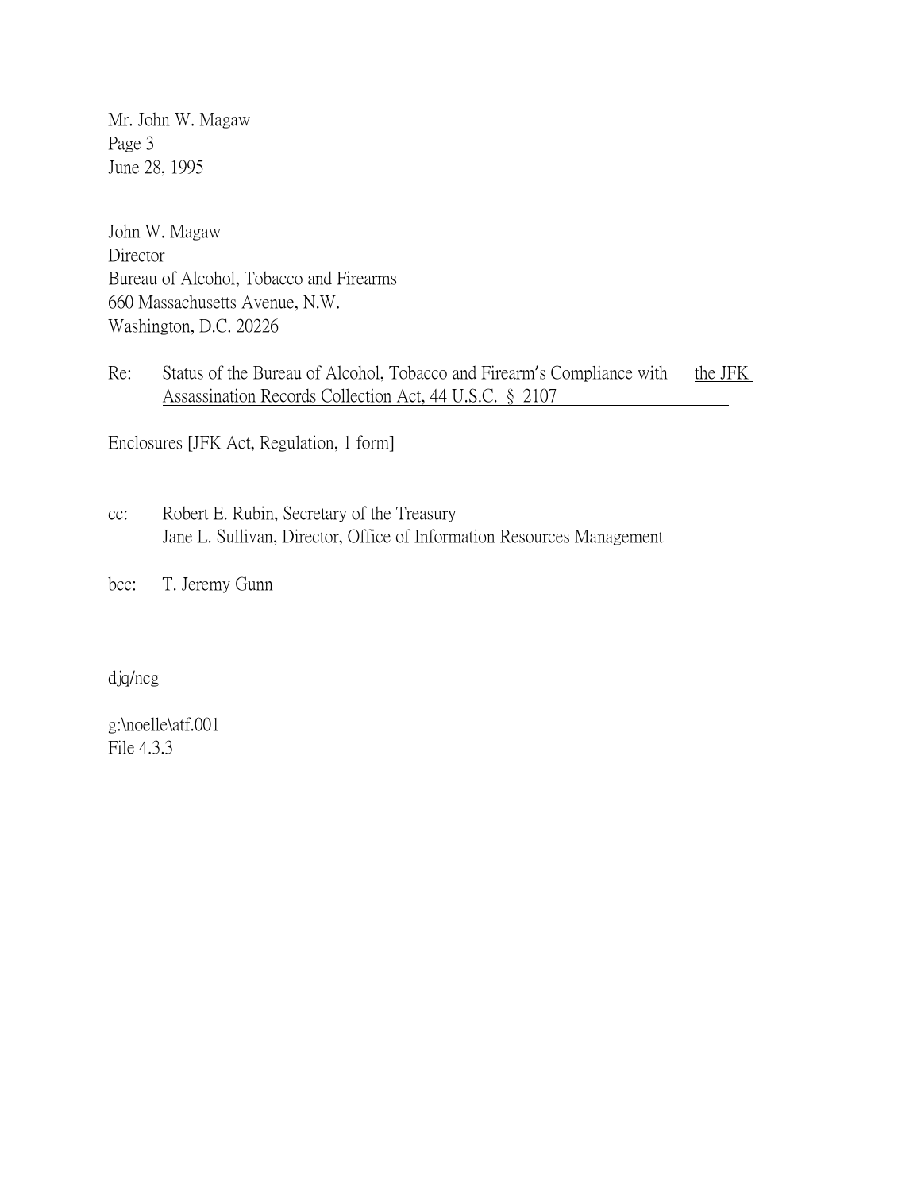John W. Magaw
Director
Bureau of Alcohol, Tobacco and Firearms
660 Massachusetts Avenue, N.W.
Washington, D.C. 20226

Re: Status of the Bureau of Alcohol, Tobacco and Firearm's Compliance with the JFK Assassination Records Collection Act, 44 U.S.C. § 2107

Enclosures [JFK Act, Regulation, 1 form]

cc: Robert E. Rubin, Secretary of the Treasury
Jane L. Sullivan, Director, Office of Information Resources Management

bcc: T. Jeremy Gunn

djq/ncg

g:\noelle\atf.001
File 4.3.3